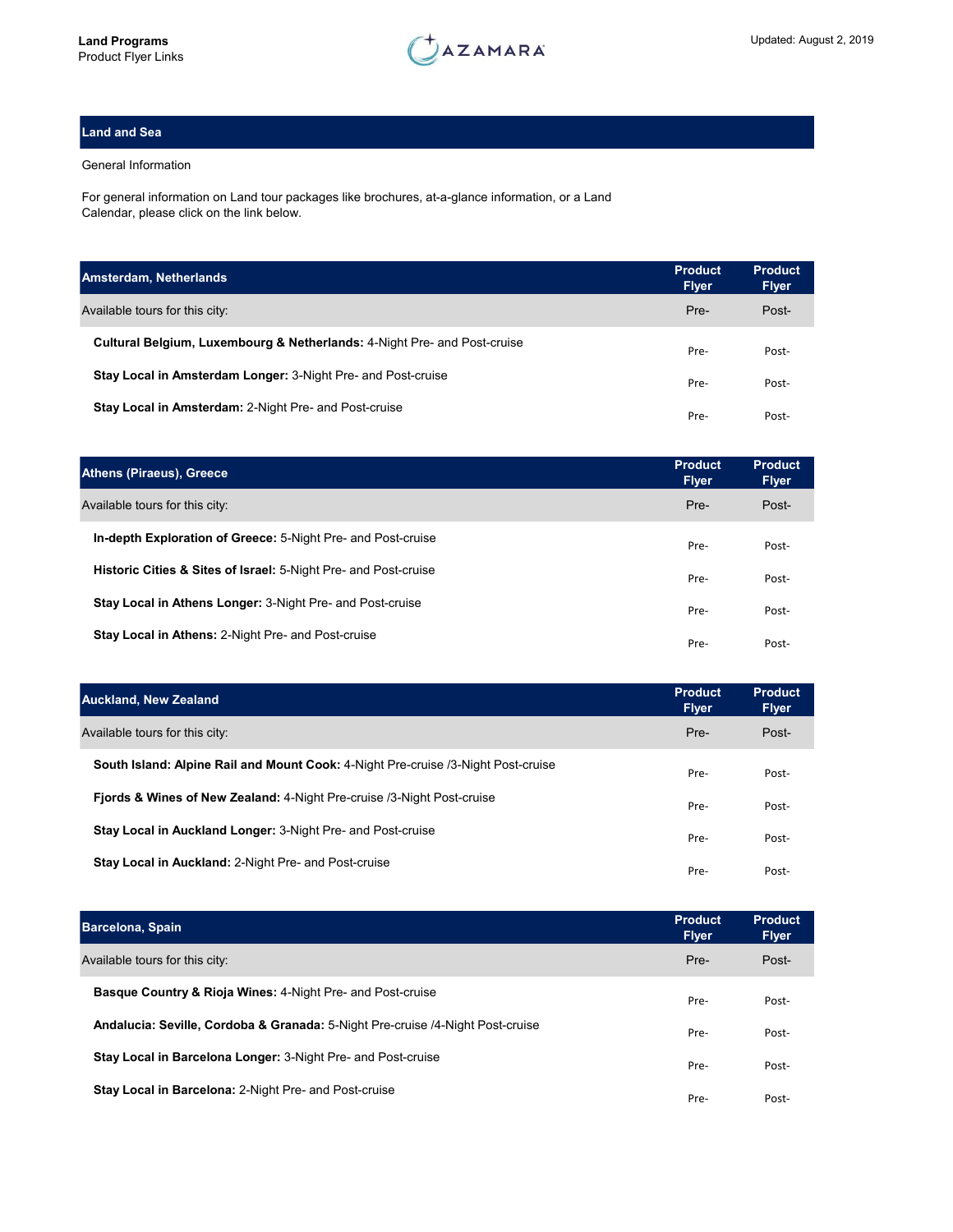Land Programs
Product Flyer Links

AZAMARA

Updated: August 2, 2019

## Land and Sea

General Information

For general information on Land tour packages like brochures, at-a-glance information, or a Land Calendar, please click on the link below.

| Amsterdam, Netherlands | Product Flyer | Product Flyer |
|---|---|---|
| Available tours for this city: | Pre- | Post- |
| **Cultural Belgium, Luxembourg & Netherlands:** 4-Night Pre- and Post-cruise | Pre- | Post- |
| **Stay Local in Amsterdam Longer:** 3-Night Pre- and Post-cruise | Pre- | Post- |
| **Stay Local in Amsterdam:** 2-Night Pre- and Post-cruise | Pre- | Post- |

| Athens (Piraeus), Greece | Product Flyer | Product Flyer |
|---|---|---|
| Available tours for this city: | Pre- | Post- |
| **In-depth Exploration of Greece:** 5-Night Pre- and Post-cruise | Pre- | Post- |
| **Historic Cities & Sites of Israel:** 5-Night Pre- and Post-cruise | Pre- | Post- |
| **Stay Local in Athens Longer:** 3-Night Pre- and Post-cruise | Pre- | Post- |
| **Stay Local in Athens:** 2-Night Pre- and Post-cruise | Pre- | Post- |

| Auckland, New Zealand | Product Flyer | Product Flyer |
|---|---|---|
| Available tours for this city: | Pre- | Post- |
| **South Island: Alpine Rail and Mount Cook:** 4-Night Pre-cruise /3-Night Post-cruise | Pre- | Post- |
| **Fjords & Wines of New Zealand:** 4-Night Pre-cruise /3-Night Post-cruise | Pre- | Post- |
| **Stay Local in Auckland Longer:** 3-Night Pre- and Post-cruise | Pre- | Post- |
| **Stay Local in Auckland:** 2-Night Pre- and Post-cruise | Pre- | Post- |

| Barcelona, Spain | Product Flyer | Product Flyer |
|---|---|---|
| Available tours for this city: | Pre- | Post- |
| **Basque Country & Rioja Wines:** 4-Night Pre- and Post-cruise | Pre- | Post- |
| **Andalucia: Seville, Cordoba & Granada:** 5-Night Pre-cruise /4-Night Post-cruise | Pre- | Post- |
| **Stay Local in Barcelona Longer:** 3-Night Pre- and Post-cruise | Pre- | Post- |
| **Stay Local in Barcelona:** 2-Night Pre- and Post-cruise | Pre- | Post- |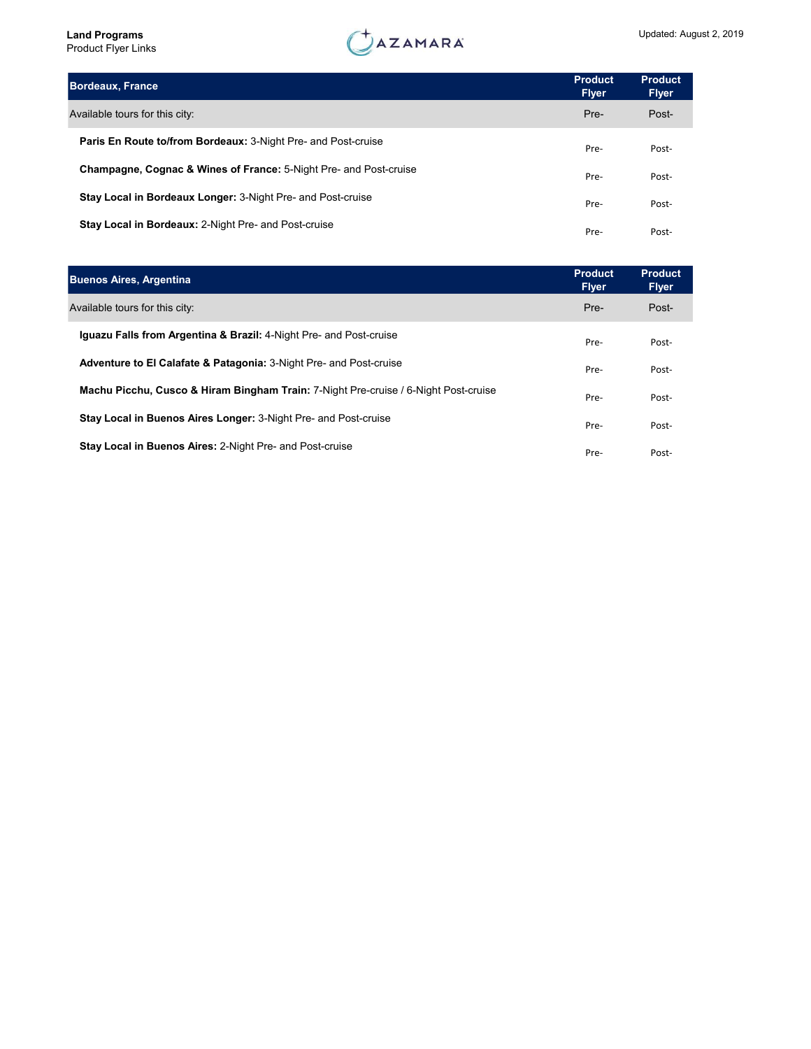Land Programs
Product Flyer Links

Updated: August 2, 2019

| Bordeaux, France | Product Flyer | Product Flyer |
|---|---|---|
| Available tours for this city: | Pre- | Post- |
| **Paris En Route to/from Bordeaux:** 3-Night Pre- and Post-cruise | Pre- | Post- |
| **Champagne, Cognac & Wines of France:** 5-Night Pre- and Post-cruise | Pre- | Post- |
| **Stay Local in Bordeaux Longer:** 3-Night Pre- and Post-cruise | Pre- | Post- |
| **Stay Local in Bordeaux:** 2-Night Pre- and Post-cruise | Pre- | Post- |

| Buenos Aires, Argentina | Product Flyer | Product Flyer |
|---|---|---|
| Available tours for this city: | Pre- | Post- |
| **Iguazu Falls from Argentina & Brazil:** 4-Night Pre- and Post-cruise | Pre- | Post- |
| **Adventure to El Calafate & Patagonia:** 3-Night Pre- and Post-cruise | Pre- | Post- |
| **Machu Picchu, Cusco & Hiram Bingham Train:** 7-Night Pre-cruise / 6-Night Post-cruise | Pre- | Post- |
| **Stay Local in Buenos Aires Longer:** 3-Night Pre- and Post-cruise | Pre- | Post- |
| **Stay Local in Buenos Aires:** 2-Night Pre- and Post-cruise | Pre- | Post- |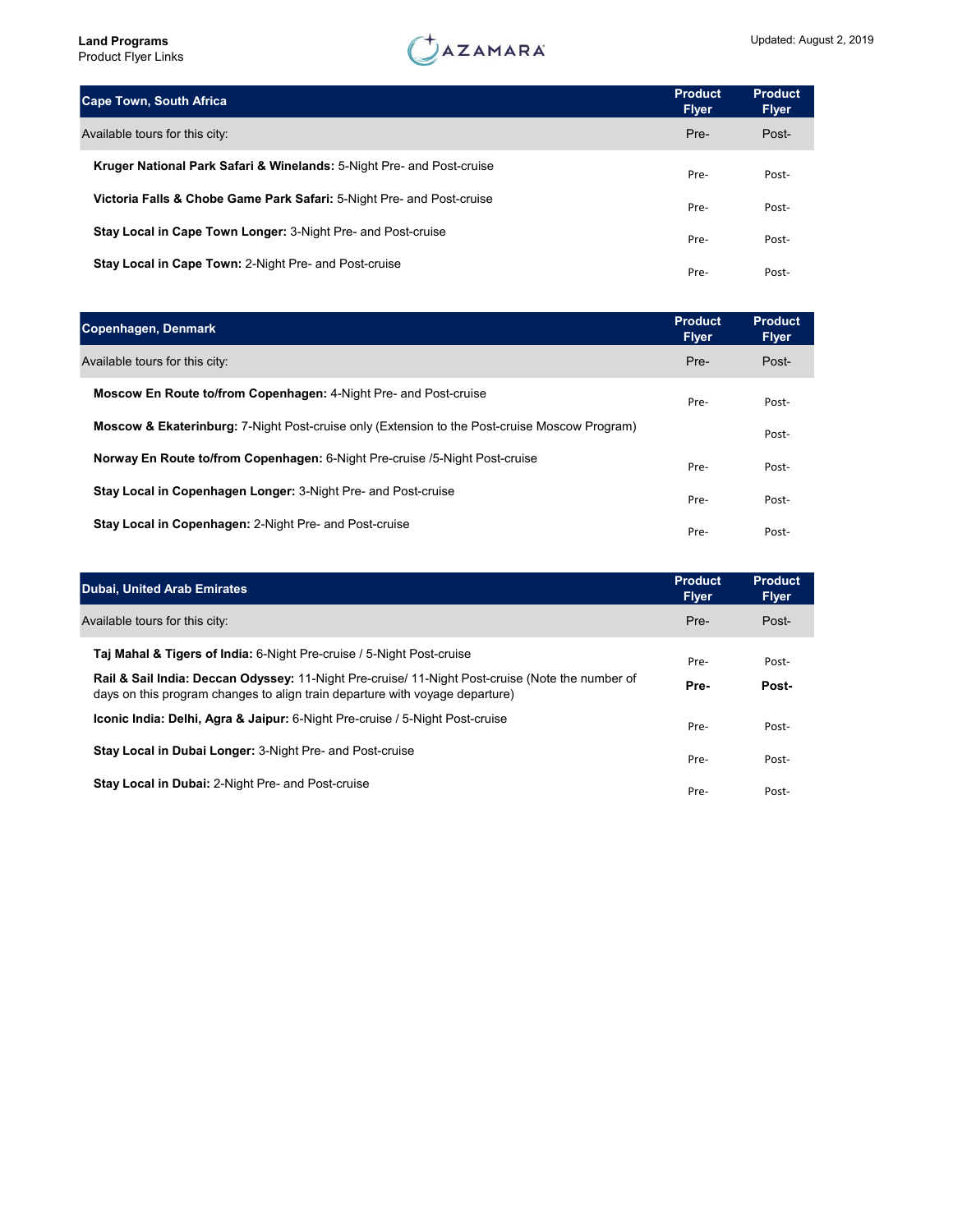**Land Programs**
Product Flyer Links

AZAMARA

Updated: August 2, 2019

| Cape Town, South Africa | Product Flyer | Product Flyer |
|---|---|---|
| Available tours for this city: | Pre- | Post- |
| **Kruger National Park Safari & Winelands:** 5-Night Pre- and Post-cruise | Pre- | Post- |
| **Victoria Falls & Chobe Game Park Safari:** 5-Night Pre- and Post-cruise | Pre- | Post- |
| **Stay Local in Cape Town Longer:** 3-Night Pre- and Post-cruise | Pre- | Post- |
| **Stay Local in Cape Town:** 2-Night Pre- and Post-cruise | Pre- | Post- |

| Copenhagen, Denmark | Product Flyer | Product Flyer |
|---|---|---|
| Available tours for this city: | Pre- | Post- |
| **Moscow En Route to/from Copenhagen:** 4-Night Pre- and Post-cruise | Pre- | Post- |
| **Moscow & Ekaterinburg:** 7-Night Post-cruise only (Extension to the Post-cruise Moscow Program) | | Post- |
| **Norway En Route to/from Copenhagen:** 6-Night Pre-cruise /5-Night Post-cruise | Pre- | Post- |
| **Stay Local in Copenhagen Longer:** 3-Night Pre- and Post-cruise | Pre- | Post- |
| **Stay Local in Copenhagen:** 2-Night Pre- and Post-cruise | Pre- | Post- |

| Dubai, United Arab Emirates | Product Flyer | Product Flyer |
|---|---|---|
| Available tours for this city: | Pre- | Post- |
| **Taj Mahal & Tigers of India:** 6-Night Pre-cruise / 5-Night Post-cruise | Pre- | Post- |
| **Rail & Sail India: Deccan Odyssey:** 11-Night Pre-cruise/ 11-Night Post-cruise (Note the number of days on this program changes to align train departure with voyage departure) | **Pre-** | **Post-** |
| **Iconic India: Delhi, Agra & Jaipur:** 6-Night Pre-cruise / 5-Night Post-cruise | Pre- | Post- |
| **Stay Local in Dubai Longer:** 3-Night Pre- and Post-cruise | Pre- | Post- |
| **Stay Local in Dubai:** 2-Night Pre- and Post-cruise | Pre- | Post- |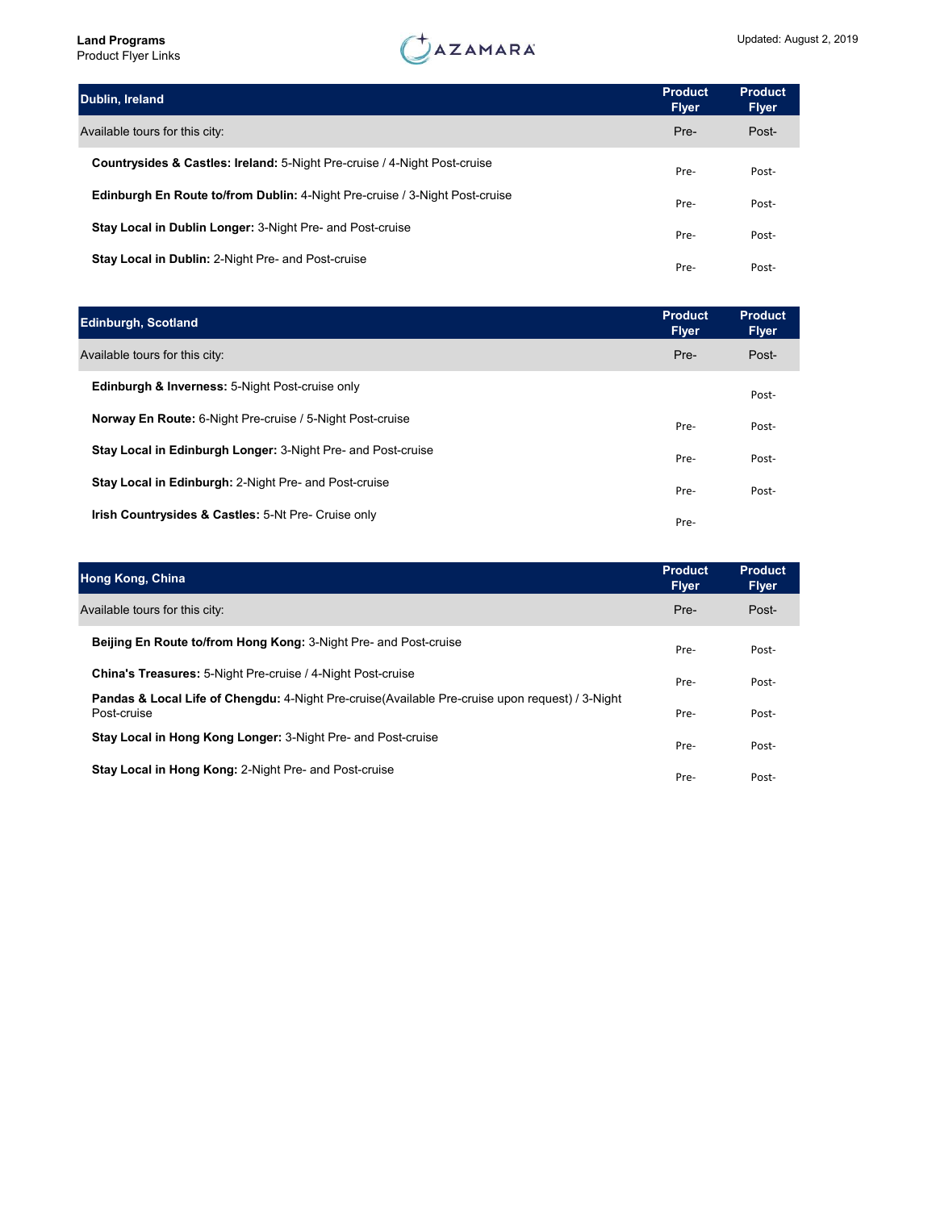**Land Programs**
Product Flyer Links

AZAMARA

Updated: August 2, 2019

| Dublin, Ireland | Product Flyer | Product Flyer |
|---|---|---|
| Available tours for this city: | Pre- | Post- |
| **Countrysides & Castles: Ireland:** 5-Night Pre-cruise / 4-Night Post-cruise | Pre- | Post- |
| **Edinburgh En Route to/from Dublin:** 4-Night Pre-cruise / 3-Night Post-cruise | Pre- | Post- |
| **Stay Local in Dublin Longer:** 3-Night Pre- and Post-cruise | Pre- | Post- |
| **Stay Local in Dublin:** 2-Night Pre- and Post-cruise | Pre- | Post- |

| Edinburgh, Scotland | Product Flyer | Product Flyer |
|---|---|---|
| Available tours for this city: | Pre- | Post- |
| **Edinburgh & Inverness:** 5-Night Post-cruise only | | Post- |
| **Norway En Route:** 6-Night Pre-cruise / 5-Night Post-cruise | Pre- | Post- |
| **Stay Local in Edinburgh Longer:** 3-Night Pre- and Post-cruise | Pre- | Post- |
| **Stay Local in Edinburgh:** 2-Night Pre- and Post-cruise | Pre- | Post- |
| **Irish Countrysides & Castles:** 5-Nt Pre- Cruise only | Pre- | |

| Hong Kong, China | Product Flyer | Product Flyer |
|---|---|---|
| Available tours for this city: | Pre- | Post- |
| **Beijing En Route to/from Hong Kong:** 3-Night Pre- and Post-cruise | Pre- | Post- |
| **China's Treasures:** 5-Night Pre-cruise / 4-Night Post-cruise | Pre- | Post- |
| **Pandas & Local Life of Chengdu:** 4-Night Pre-cruise(Available Pre-cruise upon request) / 3-Night Post-cruise | Pre- | Post- |
| **Stay Local in Hong Kong Longer:** 3-Night Pre- and Post-cruise | Pre- | Post- |
| **Stay Local in Hong Kong:** 2-Night Pre- and Post-cruise | Pre- | Post- |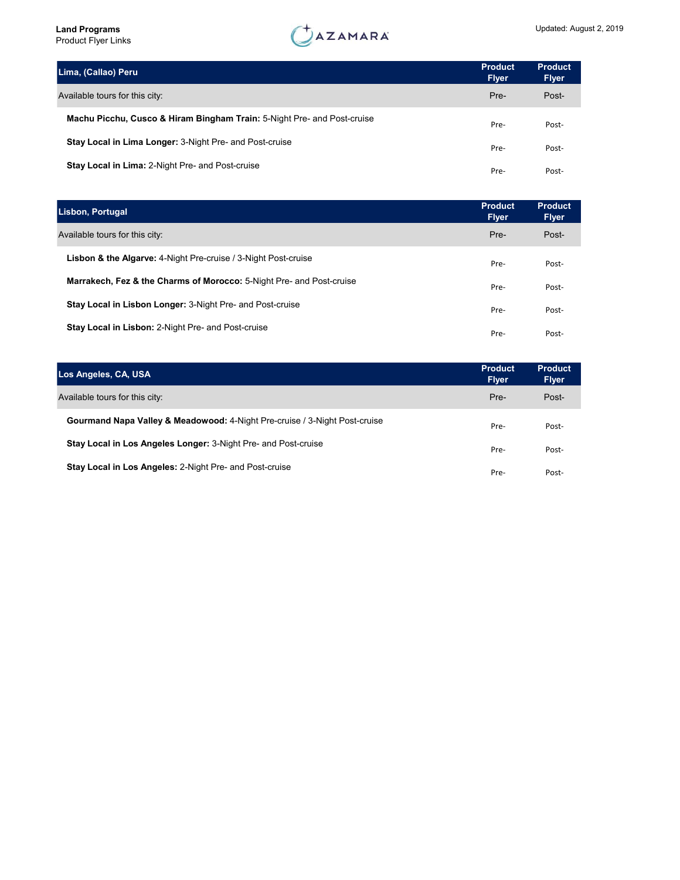**Land Programs**
Product Flyer Links

Updated: August 2, 2019

| Lima, (Callao) Peru | Product Flyer | Product Flyer |
|---|---|---|
| Available tours for this city: | Pre- | Post- |
| **Machu Picchu, Cusco & Hiram Bingham Train:** 5-Night Pre- and Post-cruise | Pre- | Post- |
| **Stay Local in Lima Longer:** 3-Night Pre- and Post-cruise | Pre- | Post- |
| **Stay Local in Lima:** 2-Night Pre- and Post-cruise | Pre- | Post- |

| Lisbon, Portugal | Product Flyer | Product Flyer |
|---|---|---|
| Available tours for this city: | Pre- | Post- |
| **Lisbon & the Algarve:** 4-Night Pre-cruise / 3-Night Post-cruise | Pre- | Post- |
| **Marrakech, Fez & the Charms of Morocco:** 5-Night Pre- and Post-cruise | Pre- | Post- |
| **Stay Local in Lisbon Longer:** 3-Night Pre- and Post-cruise | Pre- | Post- |
| **Stay Local in Lisbon:** 2-Night Pre- and Post-cruise | Pre- | Post- |

| Los Angeles, CA, USA | Product Flyer | Product Flyer |
|---|---|---|
| Available tours for this city: | Pre- | Post- |
| **Gourmand Napa Valley & Meadowood:** 4-Night Pre-cruise / 3-Night Post-cruise | Pre- | Post- |
| **Stay Local in Los Angeles Longer:** 3-Night Pre- and Post-cruise | Pre- | Post- |
| **Stay Local in Los Angeles:** 2-Night Pre- and Post-cruise | Pre- | Post- |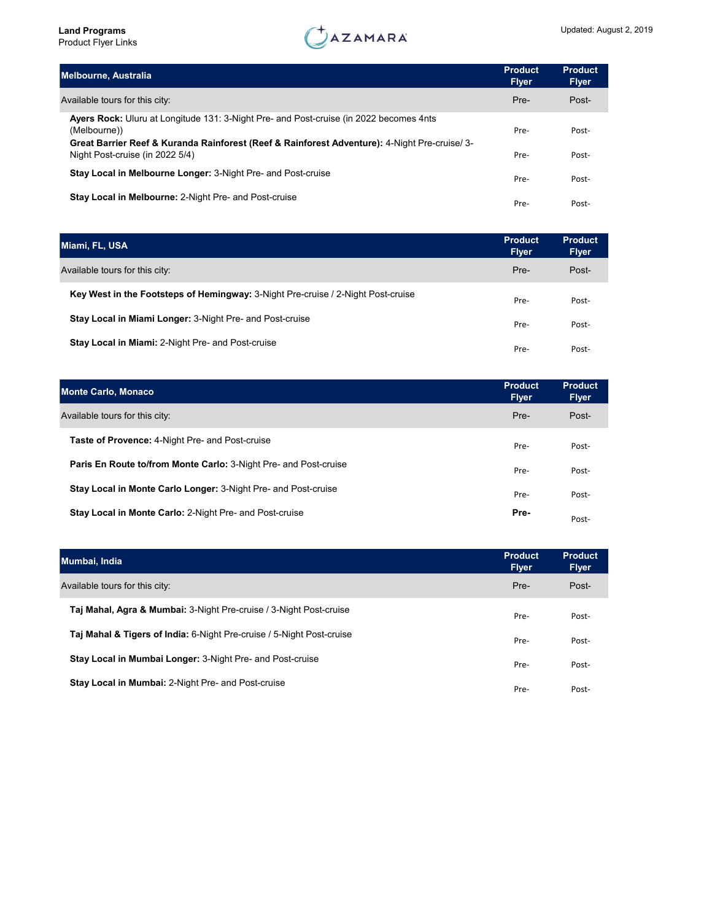**Land Programs**
Product Flyer Links

Updated: August 2, 2019

| Melbourne, Australia | Product Flyer | Product Flyer |
|---|---|---|
| Available tours for this city: | Pre- | Post- |
| **Ayers Rock:** Uluru at Longitude 131: 3-Night Pre- and Post-cruise (in 2022 becomes 4nts (Melbourne)) | Pre- | Post- |
| **Great Barrier Reef & Kuranda Rainforest (Reef & Rainforest Adventure):** 4-Night Pre-cruise/ 3-Night Post-cruise (in 2022 5/4) | Pre- | Post- |
| **Stay Local in Melbourne Longer:** 3-Night Pre- and Post-cruise | Pre- | Post- |
| **Stay Local in Melbourne:** 2-Night Pre- and Post-cruise | Pre- | Post- |

| Miami, FL, USA | Product Flyer | Product Flyer |
|---|---|---|
| Available tours for this city: | Pre- | Post- |
| **Key West in the Footsteps of Hemingway:** 3-Night Pre-cruise / 2-Night Post-cruise | Pre- | Post- |
| **Stay Local in Miami Longer:** 3-Night Pre- and Post-cruise | Pre- | Post- |
| **Stay Local in Miami:** 2-Night Pre- and Post-cruise | Pre- | Post- |

| Monte Carlo, Monaco | Product Flyer | Product Flyer |
|---|---|---|
| Available tours for this city: | Pre- | Post- |
| **Taste of Provence:** 4-Night Pre- and Post-cruise | Pre- | Post- |
| **Paris En Route to/from Monte Carlo:** 3-Night Pre- and Post-cruise | Pre- | Post- |
| **Stay Local in Monte Carlo Longer:** 3-Night Pre- and Post-cruise | Pre- | Post- |
| **Stay Local in Monte Carlo:** 2-Night Pre- and Post-cruise | **Pre-** | Post- |

| Mumbai, India | Product Flyer | Product Flyer |
|---|---|---|
| Available tours for this city: | Pre- | Post- |
| **Taj Mahal, Agra & Mumbai:** 3-Night Pre-cruise / 3-Night Post-cruise | Pre- | Post- |
| **Taj Mahal & Tigers of India:** 6-Night Pre-cruise / 5-Night Post-cruise | Pre- | Post- |
| **Stay Local in Mumbai Longer:** 3-Night Pre- and Post-cruise | Pre- | Post- |
| **Stay Local in Mumbai:** 2-Night Pre- and Post-cruise | Pre- | Post- |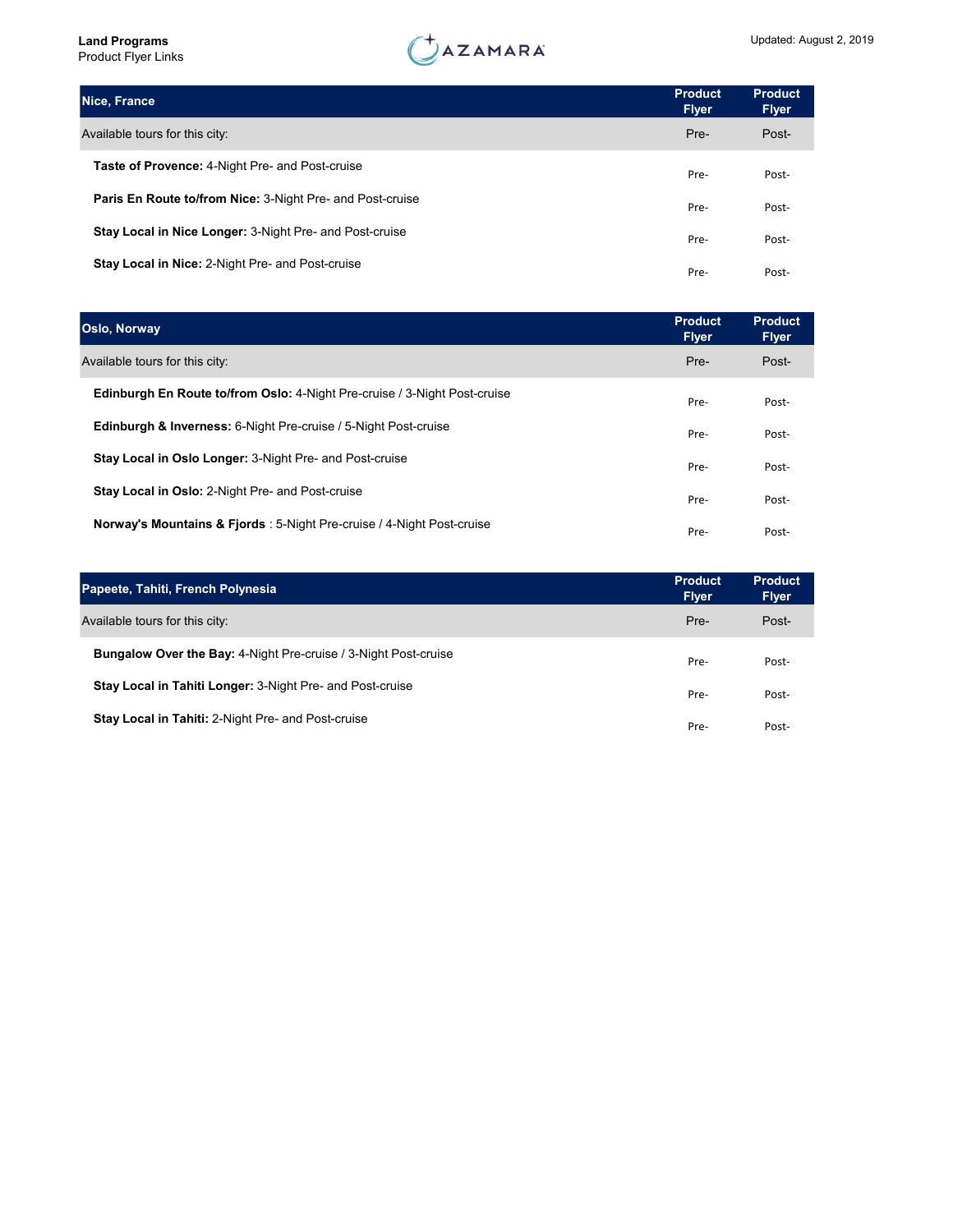**Land Programs**
Product Flyer Links

Updated: August 2, 2019

| Nice, France | Product Flyer | Product Flyer |
|---|---|---|
| Available tours for this city: | Pre- | Post- |
| **Taste of Provence:** 4-Night Pre- and Post-cruise | Pre- | Post- |
| **Paris En Route to/from Nice:** 3-Night Pre- and Post-cruise | Pre- | Post- |
| **Stay Local in Nice Longer:** 3-Night Pre- and Post-cruise | Pre- | Post- |
| **Stay Local in Nice:** 2-Night Pre- and Post-cruise | Pre- | Post- |

| Oslo, Norway | Product Flyer | Product Flyer |
|---|---|---|
| Available tours for this city: | Pre- | Post- |
| **Edinburgh En Route to/from Oslo:** 4-Night Pre-cruise / 3-Night Post-cruise | Pre- | Post- |
| **Edinburgh & Inverness:** 6-Night Pre-cruise / 5-Night Post-cruise | Pre- | Post- |
| **Stay Local in Oslo Longer:** 3-Night Pre- and Post-cruise | Pre- | Post- |
| **Stay Local in Oslo:** 2-Night Pre- and Post-cruise | Pre- | Post- |
| **Norway's Mountains & Fjords** : 5-Night Pre-cruise / 4-Night Post-cruise | Pre- | Post- |

| Papeete, Tahiti, French Polynesia | Product Flyer | Product Flyer |
|---|---|---|
| Available tours for this city: | Pre- | Post- |
| **Bungalow Over the Bay:** 4-Night Pre-cruise / 3-Night Post-cruise | Pre- | Post- |
| **Stay Local in Tahiti Longer:** 3-Night Pre- and Post-cruise | Pre- | Post- |
| **Stay Local in Tahiti:** 2-Night Pre- and Post-cruise | Pre- | Post- |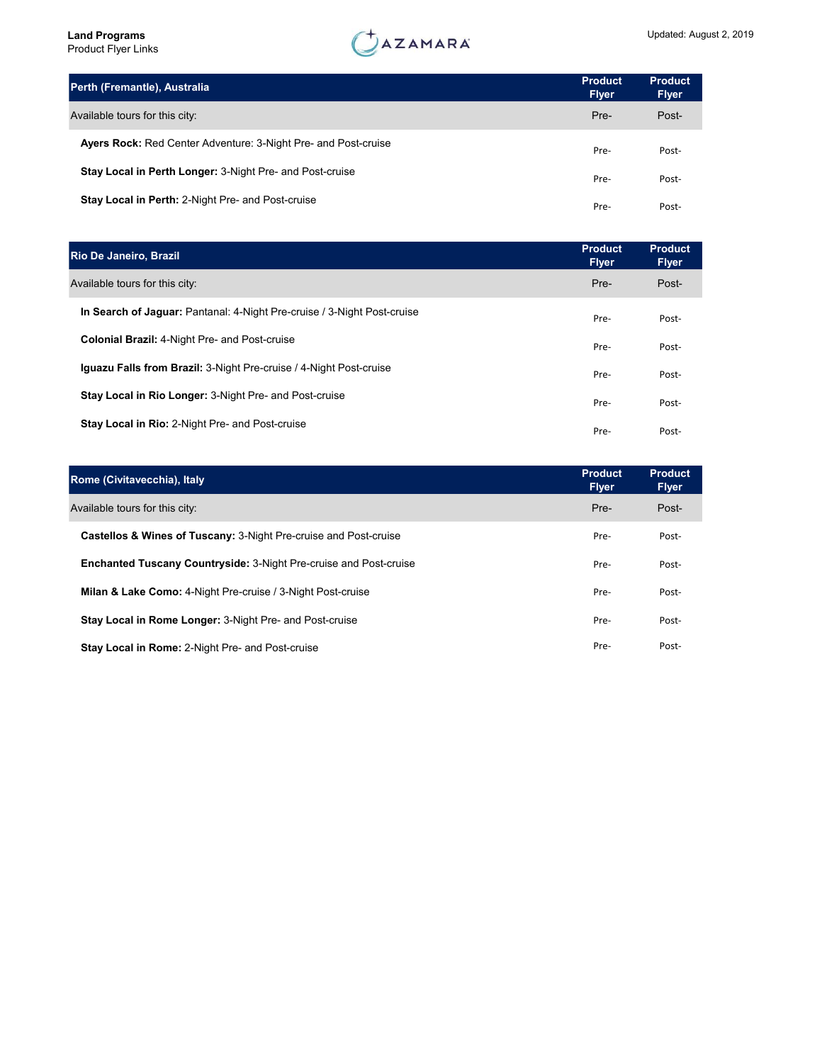**Land Programs**
Product Flyer Links

Updated: August 2, 2019

| Perth (Fremantle), Australia | Product Flyer | Product Flyer |
|---|---|---|
| Available tours for this city: | Pre- | Post- |
| **Ayers Rock:** Red Center Adventure: 3-Night Pre- and Post-cruise | Pre- | Post- |
| **Stay Local in Perth Longer:** 3-Night Pre- and Post-cruise | Pre- | Post- |
| **Stay Local in Perth:** 2-Night Pre- and Post-cruise | Pre- | Post- |

| Rio De Janeiro, Brazil | Product Flyer | Product Flyer |
|---|---|---|
| Available tours for this city: | Pre- | Post- |
| **In Search of Jaguar:** Pantanal: 4-Night Pre-cruise / 3-Night Post-cruise | Pre- | Post- |
| **Colonial Brazil:** 4-Night Pre- and Post-cruise | Pre- | Post- |
| **Iguazu Falls from Brazil:** 3-Night Pre-cruise / 4-Night Post-cruise | Pre- | Post- |
| **Stay Local in Rio Longer:** 3-Night Pre- and Post-cruise | Pre- | Post- |
| **Stay Local in Rio:** 2-Night Pre- and Post-cruise | Pre- | Post- |

| Rome (Civitavecchia), Italy | Product Flyer | Product Flyer |
|---|---|---|
| Available tours for this city: | Pre- | Post- |
| **Castellos & Wines of Tuscany:** 3-Night Pre-cruise and Post-cruise | Pre- | Post- |
| **Enchanted Tuscany Countryside:** 3-Night Pre-cruise and Post-cruise | Pre- | Post- |
| **Milan & Lake Como:** 4-Night Pre-cruise / 3-Night Post-cruise | Pre- | Post- |
| **Stay Local in Rome Longer:** 3-Night Pre- and Post-cruise | Pre- | Post- |
| **Stay Local in Rome:** 2-Night Pre- and Post-cruise | Pre- | Post- |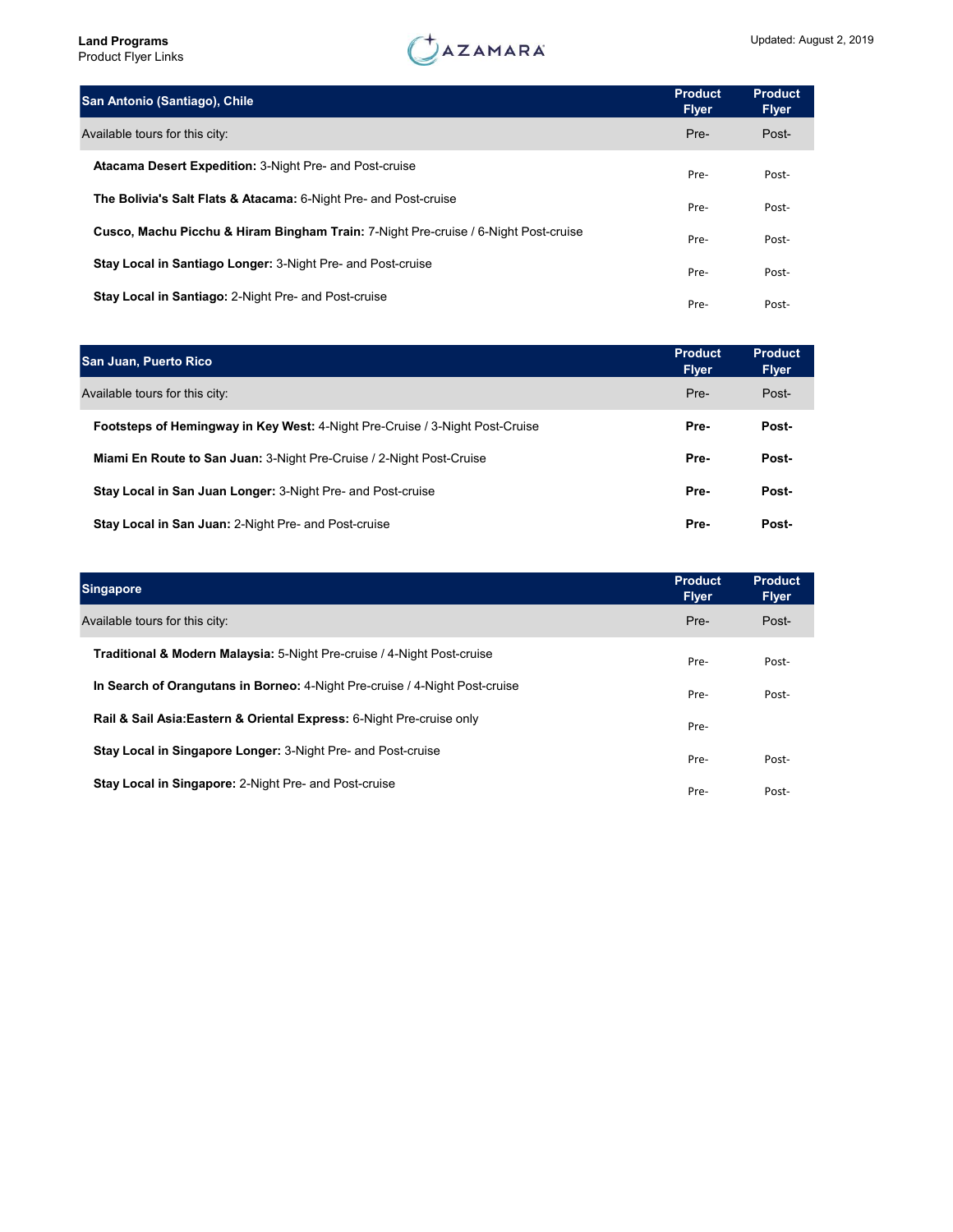**Land Programs**
Product Flyer Links

AZAMARA

Updated: August 2, 2019

| San Antonio (Santiago), Chile | Product Flyer | Product Flyer |
|---|---|---|
| Available tours for this city: | Pre- | Post- |
| **Atacama Desert Expedition:** 3-Night Pre- and Post-cruise | Pre- | Post- |
| **The Bolivia's Salt Flats & Atacama:** 6-Night Pre- and Post-cruise | Pre- | Post- |
| **Cusco, Machu Picchu & Hiram Bingham Train:** 7-Night Pre-cruise / 6-Night Post-cruise | Pre- | Post- |
| **Stay Local in Santiago Longer:** 3-Night Pre- and Post-cruise | Pre- | Post- |
| **Stay Local in Santiago:** 2-Night Pre- and Post-cruise | Pre- | Post- |

| San Juan, Puerto Rico | Product Flyer | Product Flyer |
|---|---|---|
| Available tours for this city: | Pre- | Post- |
| **Footsteps of Hemingway in Key West:** 4-Night Pre-Cruise / 3-Night Post-Cruise | **Pre-** | **Post-** |
| **Miami En Route to San Juan:** 3-Night Pre-Cruise / 2-Night Post-Cruise | **Pre-** | **Post-** |
| **Stay Local in San Juan Longer:** 3-Night Pre- and Post-cruise | **Pre-** | **Post-** |
| **Stay Local in San Juan:** 2-Night Pre- and Post-cruise | **Pre-** | **Post-** |

| Singapore | Product Flyer | Product Flyer |
|---|---|---|
| Available tours for this city: | Pre- | Post- |
| **Traditional & Modern Malaysia:** 5-Night Pre-cruise / 4-Night Post-cruise | Pre- | Post- |
| **In Search of Orangutans in Borneo:** 4-Night Pre-cruise / 4-Night Post-cruise | Pre- | Post- |
| **Rail & Sail Asia:Eastern & Oriental Express:** 6-Night Pre-cruise only | Pre- | |
| **Stay Local in Singapore Longer:** 3-Night Pre- and Post-cruise | Pre- | Post- |
| **Stay Local in Singapore:** 2-Night Pre- and Post-cruise | Pre- | Post- |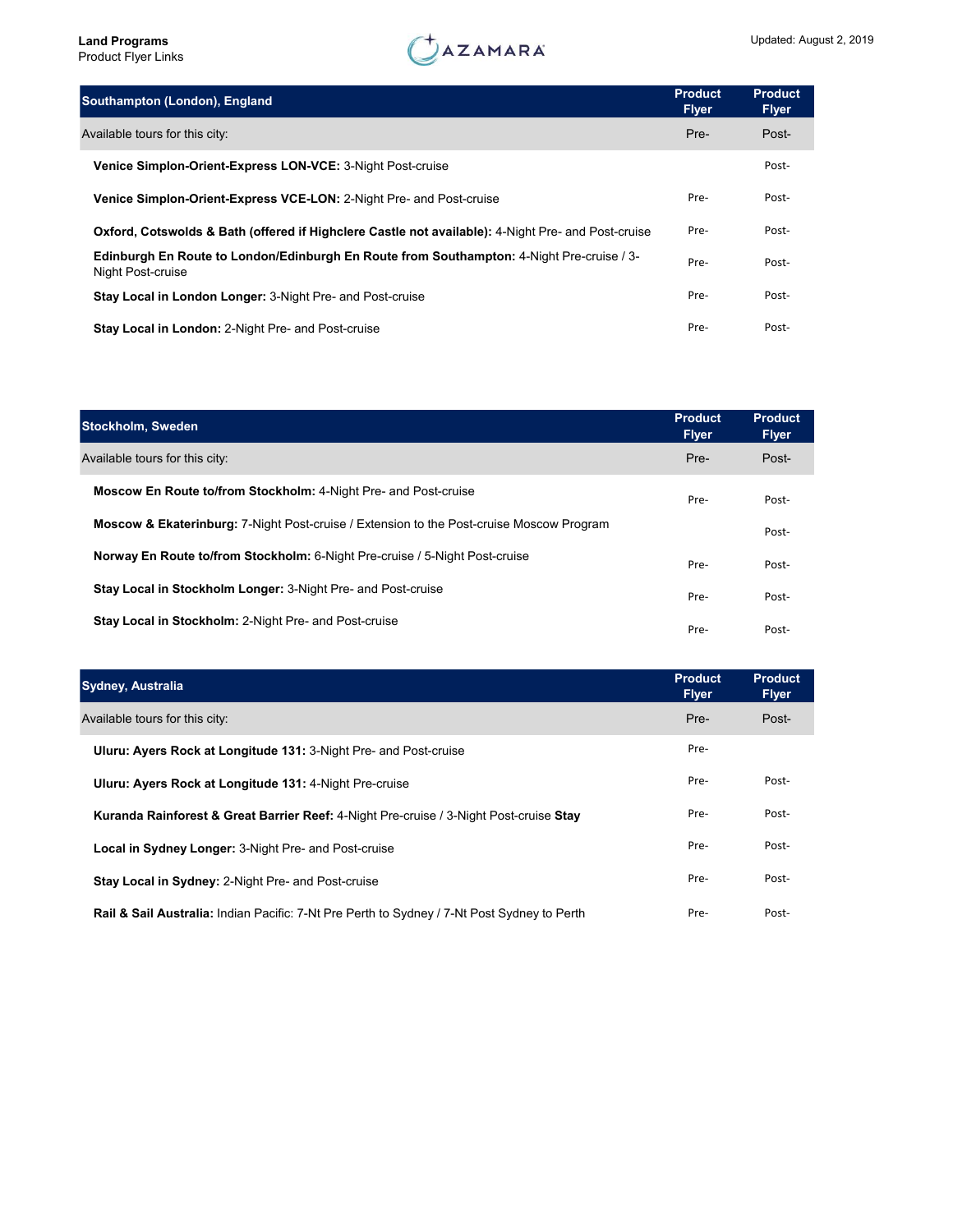**Land Programs**
Product Flyer Links

Updated: August 2, 2019

| Southampton (London), England | Product Flyer | Product Flyer |
|---|---|---|
| Available tours for this city: | Pre- | Post- |
| **Venice Simplon-Orient-Express LON-VCE:** 3-Night Post-cruise | | Post- |
| **Venice Simplon-Orient-Express VCE-LON:** 2-Night Pre- and Post-cruise | Pre- | Post- |
| **Oxford, Cotswolds & Bath (offered if Highclere Castle not available):** 4-Night Pre- and Post-cruise | Pre- | Post- |
| **Edinburgh En Route to London/Edinburgh En Route from Southampton:** 4-Night Pre-cruise / 3-Night Post-cruise | Pre- | Post- |
| **Stay Local in London Longer:** 3-Night Pre- and Post-cruise | Pre- | Post- |
| **Stay Local in London:** 2-Night Pre- and Post-cruise | Pre- | Post- |

| Stockholm, Sweden | Product Flyer | Product Flyer |
|---|---|---|
| Available tours for this city: | Pre- | Post- |
| **Moscow En Route to/from Stockholm:** 4-Night Pre- and Post-cruise | Pre- | Post- |
| **Moscow & Ekaterinburg:** 7-Night Post-cruise / Extension to the Post-cruise Moscow Program | | Post- |
| **Norway En Route to/from Stockholm:** 6-Night Pre-cruise / 5-Night Post-cruise | Pre- | Post- |
| **Stay Local in Stockholm Longer:** 3-Night Pre- and Post-cruise | Pre- | Post- |
| **Stay Local in Stockholm:** 2-Night Pre- and Post-cruise | Pre- | Post- |

| Sydney, Australia | Product Flyer | Product Flyer |
|---|---|---|
| Available tours for this city: | Pre- | Post- |
| **Uluru: Ayers Rock at Longitude 131:** 3-Night Pre- and Post-cruise | Pre- | |
| **Uluru: Ayers Rock at Longitude 131:** 4-Night Pre-cruise | Pre- | Post- |
| **Kuranda Rainforest & Great Barrier Reef:** 4-Night Pre-cruise / 3-Night Post-cruise **Stay** | Pre- | Post- |
| **Local in Sydney Longer:** 3-Night Pre- and Post-cruise | Pre- | Post- |
| **Stay Local in Sydney:** 2-Night Pre- and Post-cruise | Pre- | Post- |
| **Rail & Sail Australia:** Indian Pacific: 7-Nt Pre Perth to Sydney / 7-Nt Post Sydney to Perth | Pre- | Post- |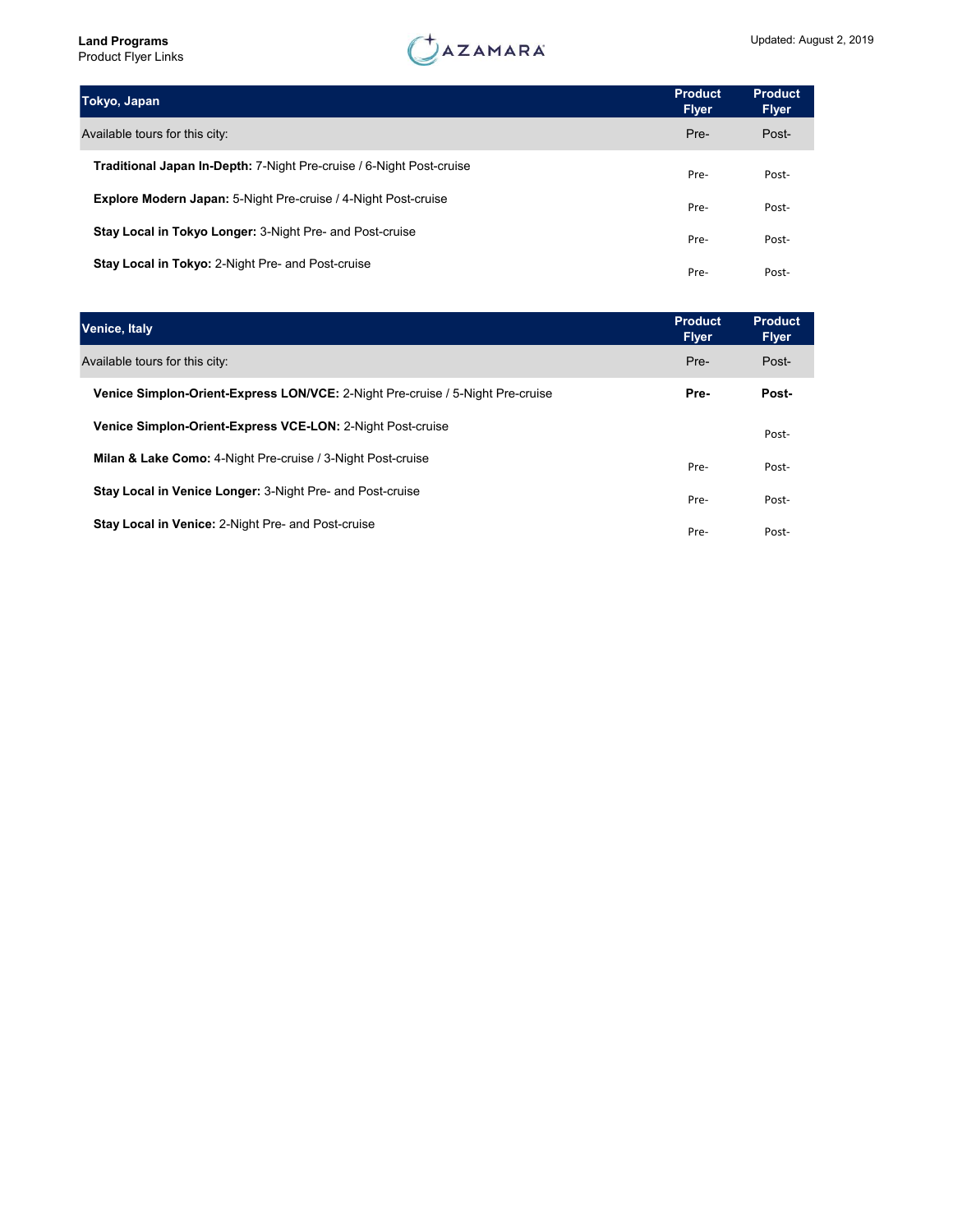**Land Programs**
Product Flyer Links

Updated: August 2, 2019

| Tokyo, Japan | Product Flyer | Product Flyer |
|---|---|---|
| Available tours for this city: | Pre- | Post- |
| **Traditional Japan In-Depth:** 7-Night Pre-cruise / 6-Night Post-cruise | Pre- | Post- |
| **Explore Modern Japan:** 5-Night Pre-cruise / 4-Night Post-cruise | Pre- | Post- |
| **Stay Local in Tokyo Longer:** 3-Night Pre- and Post-cruise | Pre- | Post- |
| **Stay Local in Tokyo:** 2-Night Pre- and Post-cruise | Pre- | Post- |

| Venice, Italy | Product Flyer | Product Flyer |
|---|---|---|
| Available tours for this city: | Pre- | Post- |
| **Venice Simplon-Orient-Express LON/VCE:** 2-Night Pre-cruise / 5-Night Pre-cruise | **Pre-** | **Post-** |
| **Venice Simplon-Orient-Express VCE-LON:** 2-Night Post-cruise | | Post- |
| **Milan & Lake Como:** 4-Night Pre-cruise / 3-Night Post-cruise | Pre- | Post- |
| **Stay Local in Venice Longer:** 3-Night Pre- and Post-cruise | Pre- | Post- |
| **Stay Local in Venice:** 2-Night Pre- and Post-cruise | Pre- | Post- |